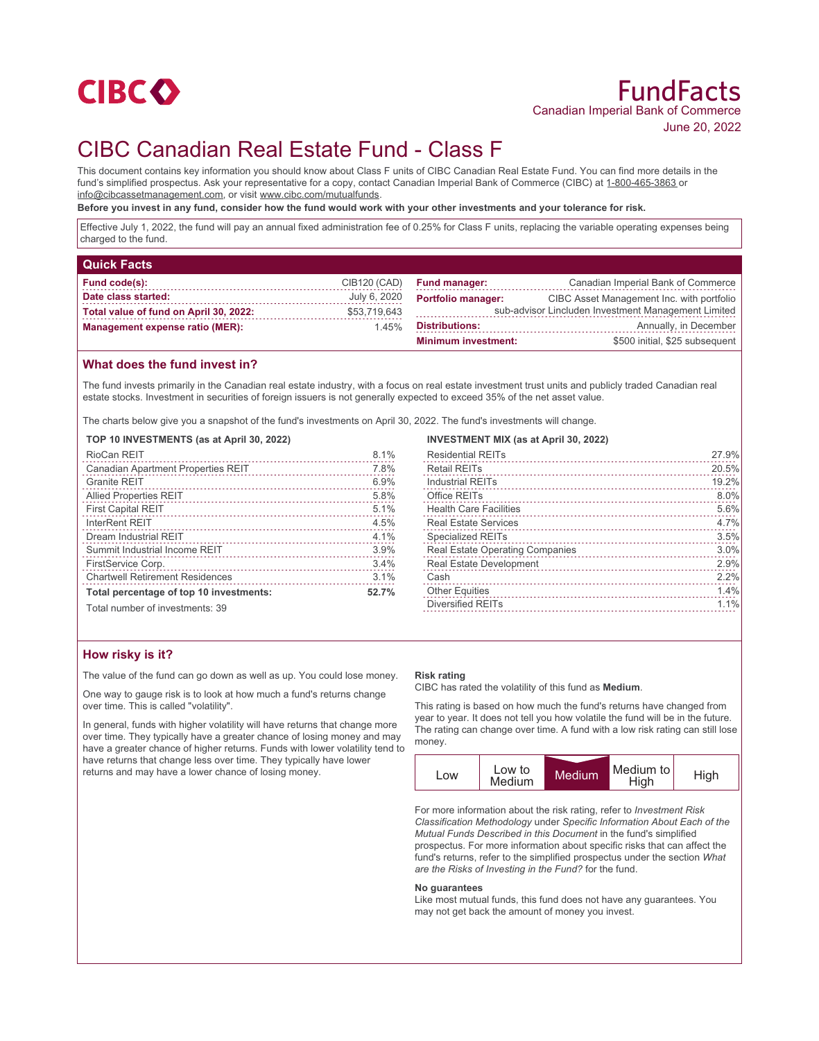CIBC

# FundFacts

Canadian Imperial Bank of Commerce

June 20, 2022

# CIBC Canadian Real Estate Fund - Class F

This document contains key information you should know about Class F units of CIBC Canadian Real Estate Fund. You can find more details in the fund's simplified prospectus. Ask your representative for a copy, contact Canadian Imperial Bank of Commerce (CIBC) at 1-800-465-3863 or info@cibcassetmanagement.com, or visit www.cibc.com/mutualfunds.

**Before you invest in any fund, consider how the fund would work with your other investments and your tolerance for risk.**

Effective July 1, 2022, the fund will pay an annual fixed administration fee of 0.25% for Class F units, replacing the variable operating expenses being charged to the fund.

## Quick Facts

| | |
|---|---|
| **Fund code(s):** | CIB120 (CAD) |
| **Date class started:** | July 6, 2020 |
| **Total value of fund on April 30, 2022:** | $53,719,643 |
| **Management expense ratio (MER):** | 1.45% |
| **Fund manager:** | Canadian Imperial Bank of Commerce |
| **Portfolio manager:** | CIBC Asset Management Inc. with portfolio sub-advisor Lincluden Investment Management Limited |
| **Distributions:** | Annually, in December |
| **Minimum investment:** | $500 initial, $25 subsequent |

## What does the fund invest in?

The fund invests primarily in the Canadian real estate industry, with a focus on real estate investment trust units and publicly traded Canadian real estate stocks. Investment in securities of foreign issuers is not generally expected to exceed 35% of the net asset value.

The charts below give you a snapshot of the fund's investments on April 30, 2022. The fund's investments will change.

**TOP 10 INVESTMENTS (as at April 30, 2022)**

| | |
|---|---|
| RioCan REIT | 8.1% |
| Canadian Apartment Properties REIT | 7.8% |
| Granite REIT | 6.9% |
| Allied Properties REIT | 5.8% |
| First Capital REIT | 5.1% |
| InterRent REIT | 4.5% |
| Dream Industrial REIT | 4.1% |
| Summit Industrial Income REIT | 3.9% |
| FirstService Corp. | 3.4% |
| Chartwell Retirement Residences | 3.1% |
| **Total percentage of top 10 investments:** | **52.7%** |

Total number of investments: 39

**INVESTMENT MIX (as at April 30, 2022)**

| | |
|---|---|
| Residential REITs | 27.9% |
| Retail REITs | 20.5% |
| Industrial REITs | 19.2% |
| Office REITs | 8.0% |
| Health Care Facilities | 5.6% |
| Real Estate Services | 4.7% |
| Specialized REITs | 3.5% |
| Real Estate Operating Companies | 3.0% |
| Real Estate Development | 2.9% |
| Cash | 2.2% |
| Other Equities | 1.4% |
| Diversified REITs | 1.1% |

## How risky is it?

The value of the fund can go down as well as up. You could lose money.

One way to gauge risk is to look at how much a fund's returns change over time. This is called "volatility".

In general, funds with higher volatility will have returns that change more over time. They typically have a greater chance of losing money and may have a greater chance of higher returns. Funds with lower volatility tend to have returns that change less over time. They typically have lower returns and may have a lower chance of losing money.

**Risk rating**

CIBC has rated the volatility of this fund as **Medium**.

This rating is based on how much the fund's returns have changed from year to year. It does not tell you how volatile the fund will be in the future. The rating can change over time. A fund with a low risk rating can still lose money.

| Low | Low to Medium | **Medium** | Medium to High | High |
|---|---|---|---|---|

For more information about the risk rating, refer to *Investment Risk Classification Methodology* under *Specific Information About Each of the Mutual Funds Described in this Document* in the fund's simplified prospectus. For more information about specific risks that can affect the fund's returns, refer to the simplified prospectus under the section *What are the Risks of Investing in the Fund?* for the fund.

**No guarantees**

Like most mutual funds, this fund does not have any guarantees. You may not get back the amount of money you invest.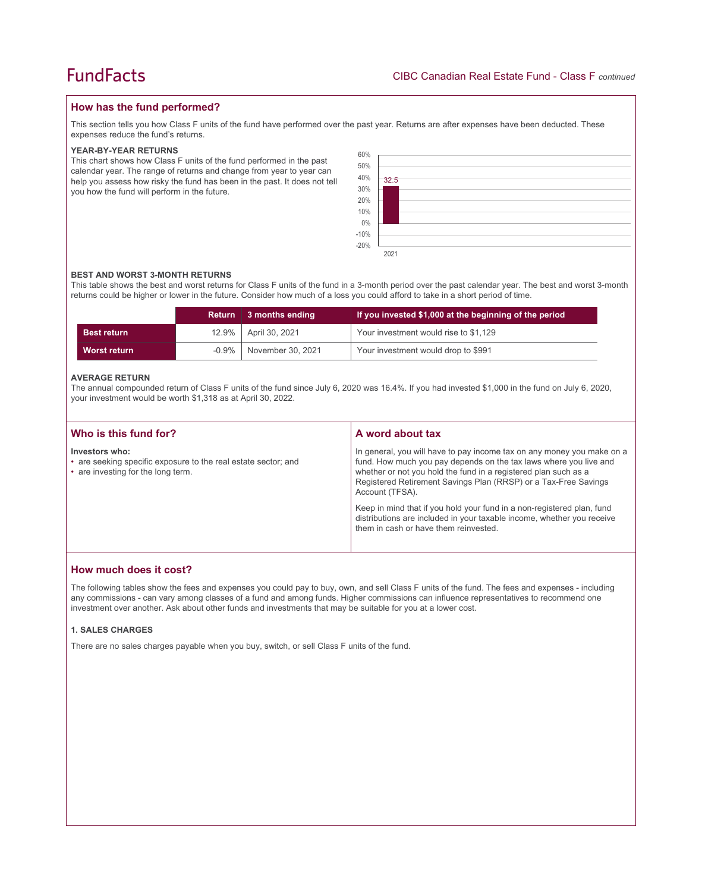## How has the fund performed?

This section tells you how Class F units of the fund have performed over the past year. Returns are after expenses have been deducted. These expenses reduce the fund's returns.

### YEAR-BY-YEAR RETURNS

This chart shows how Class F units of the fund performed in the past calendar year. The range of returns and change from year to year can help you assess how risky the fund has been in the past. It does not tell you how the fund will perform in the future.

| Year | Return (%) |
|---|---|
| 2021 | 32.5 |

### BEST AND WORST 3-MONTH RETURNS

This table shows the best and worst returns for Class F units of the fund in a 3-month period over the past calendar year. The best and worst 3-month returns could be higher or lower in the future. Consider how much of a loss you could afford to take in a short period of time.

| | Return | 3 months ending | If you invested $1,000 at the beginning of the period |
|---|---|---|---|
| **Best return** | 12.9% | April 30, 2021 | Your investment would rise to $1,129 |
| **Worst return** | -0.9% | November 30, 2021 | Your investment would drop to $991 |

### AVERAGE RETURN

The annual compounded return of Class F units of the fund since July 6, 2020 was 16.4%. If you had invested $1,000 in the fund on July 6, 2020, your investment would be worth $1,318 as at April 30, 2022.

## Who is this fund for?

**Investors who:**

- are seeking specific exposure to the real estate sector; and
- are investing for the long term.

## A word about tax

In general, you will have to pay income tax on any money you make on a fund. How much you pay depends on the tax laws where you live and whether or not you hold the fund in a registered plan such as a Registered Retirement Savings Plan (RRSP) or a Tax-Free Savings Account (TFSA).

Keep in mind that if you hold your fund in a non-registered plan, fund distributions are included in your taxable income, whether you receive them in cash or have them reinvested.

## How much does it cost?

The following tables show the fees and expenses you could pay to buy, own, and sell Class F units of the fund. The fees and expenses - including any commissions - can vary among classes of a fund and among funds. Higher commissions can influence representatives to recommend one investment over another. Ask about other funds and investments that may be suitable for you at a lower cost.

### 1. SALES CHARGES

There are no sales charges payable when you buy, switch, or sell Class F units of the fund.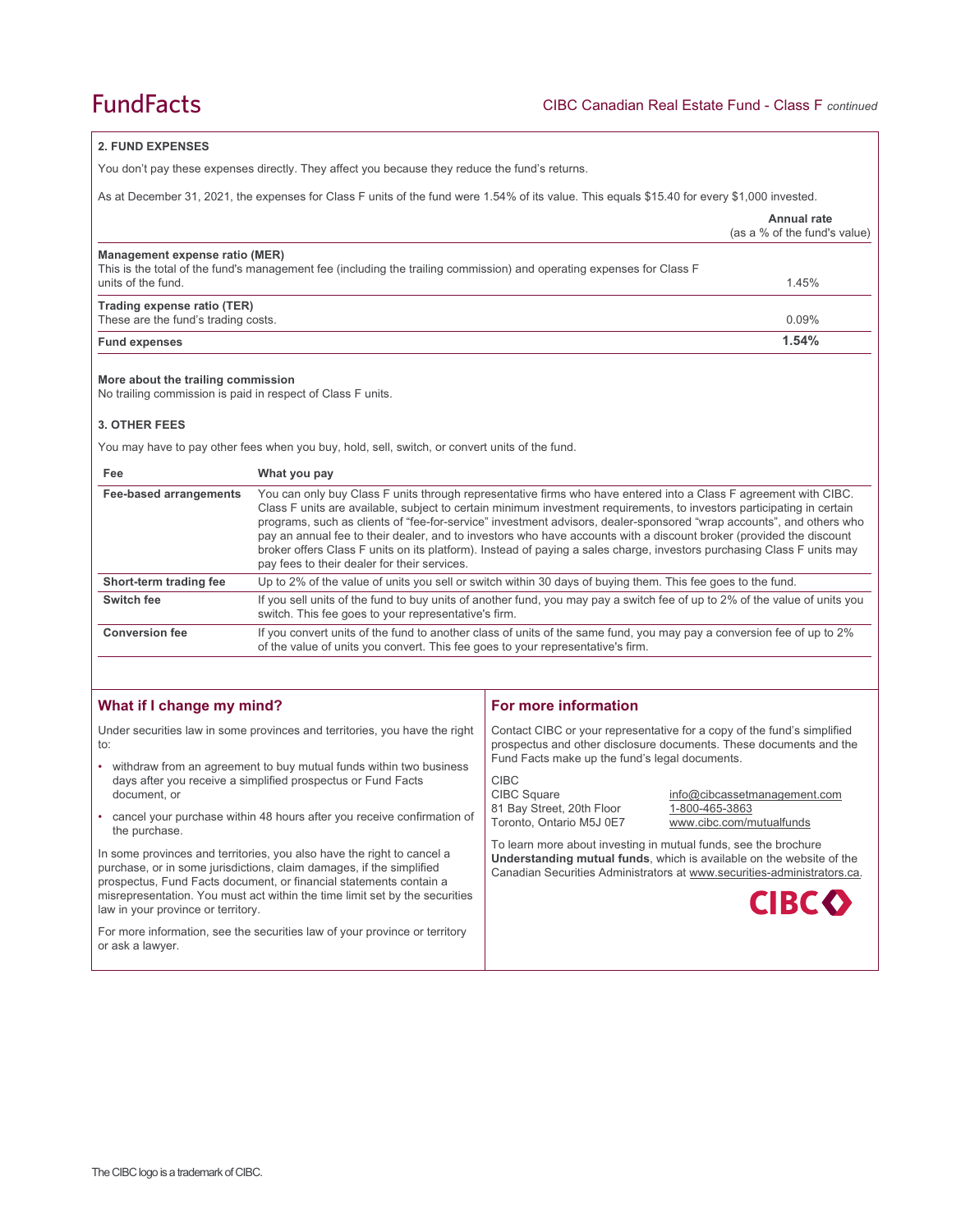### 2. FUND EXPENSES

You don't pay these expenses directly. They affect you because they reduce the fund's returns.

As at December 31, 2021, the expenses for Class F units of the fund were 1.54% of its value. This equals $15.40 for every $1,000 invested.

| | Annual rate (as a % of the fund's value) |
|---|---|
| **Management expense ratio (MER)** This is the total of the fund's management fee (including the trailing commission) and operating expenses for Class F units of the fund. | 1.45% |
| **Trading expense ratio (TER)** These are the fund's trading costs. | 0.09% |
| **Fund expenses** | **1.54%** |

**More about the trailing commission**
No trailing commission is paid in respect of Class F units.

### 3. OTHER FEES

You may have to pay other fees when you buy, hold, sell, switch, or convert units of the fund.

| Fee | What you pay |
|---|---|
| **Fee-based arrangements** | You can only buy Class F units through representative firms who have entered into a Class F agreement with CIBC. Class F units are available, subject to certain minimum investment requirements, to investors participating in certain programs, such as clients of "fee-for-service" investment advisors, dealer-sponsored "wrap accounts", and others who pay an annual fee to their dealer, and to investors who have accounts with a discount broker (provided the discount broker offers Class F units on its platform). Instead of paying a sales charge, investors purchasing Class F units may pay fees to their dealer for their services. |
| **Short-term trading fee** | Up to 2% of the value of units you sell or switch within 30 days of buying them. This fee goes to the fund. |
| **Switch fee** | If you sell units of the fund to buy units of another fund, you may pay a switch fee of up to 2% of the value of units you switch. This fee goes to your representative's firm. |
| **Conversion fee** | If you convert units of the fund to another class of units of the same fund, you may pay a conversion fee of up to 2% of the value of units you convert. This fee goes to your representative's firm. |

## What if I change my mind?

Under securities law in some provinces and territories, you have the right to:

- withdraw from an agreement to buy mutual funds within two business days after you receive a simplified prospectus or Fund Facts document, or
- cancel your purchase within 48 hours after you receive confirmation of the purchase.

In some provinces and territories, you also have the right to cancel a purchase, or in some jurisdictions, claim damages, if the simplified prospectus, Fund Facts document, or financial statements contain a misrepresentation. You must act within the time limit set by the securities law in your province or territory.

For more information, see the securities law of your province or territory or ask a lawyer.

## For more information

Contact CIBC or your representative for a copy of the fund's simplified prospectus and other disclosure documents. These documents and the Fund Facts make up the fund's legal documents.

CIBC
CIBC Square
81 Bay Street, 20th Floor
Toronto, Ontario M5J 0E7

info@cibcassetmanagement.com
1-800-465-3863
www.cibc.com/mutualfunds

To learn more about investing in mutual funds, see the brochure **Understanding mutual funds**, which is available on the website of the Canadian Securities Administrators at www.securities-administrators.ca.

CIBC

The CIBC logo is a trademark of CIBC.